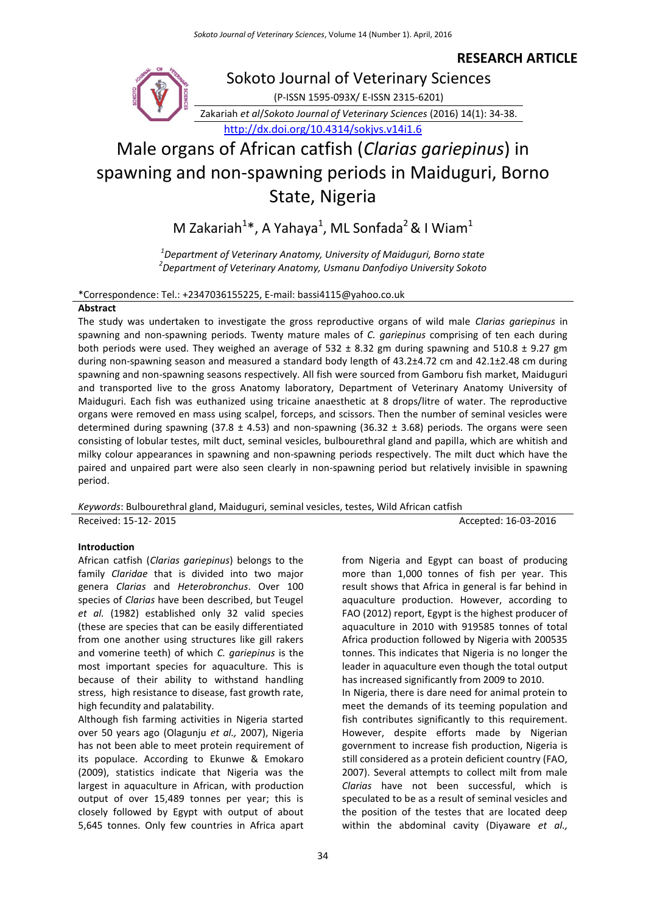**RESEARCH ARTICLE**

Sokoto Journal of Veterinary Sciences

(P-ISSN 1595-093X/ E-ISSN 2315-6201)

Zakariah *et al*/*Sokoto Journal of Veterinary Sciences* (2016) 14(1): 34-38.

http://dx.doi.org/10.4314/sokjvs.v14i1.6

# Male organs of African catfish (*Clarias gariepinus*) in spawning and non-spawning periods in Maiduguri, Borno State, Nigeria

M Zakariah[1]*, A Yahaya[1], ML Sonfada[2] & I Wiam[1]

[1]*Department of Veterinary Anatomy, University of Maiduguri, Borno state*
[2]*Department of Veterinary Anatomy, Usmanu Danfodiyo University Sokoto*

*Correspondence: Tel.: +2347036155225, E-mail: bassi4115@yahoo.co.uk

## Abstract

The study was undertaken to investigate the gross reproductive organs of wild male *Clarias gariepinus* in spawning and non-spawning periods. Twenty mature males of *C. gariepinus* comprising of ten each during both periods were used. They weighed an average of 532 ± 8.32 gm during spawning and 510.8 ± 9.27 gm during non-spawning season and measured a standard body length of 43.2±4.72 cm and 42.1±2.48 cm during spawning and non-spawning seasons respectively. All fish were sourced from Gamboru fish market, Maiduguri and transported live to the gross Anatomy laboratory, Department of Veterinary Anatomy University of Maiduguri. Each fish was euthanized using tricaine anaesthetic at 8 drops/litre of water. The reproductive organs were removed en mass using scalpel, forceps, and scissors. Then the number of seminal vesicles were determined during spawning (37.8 ± 4.53) and non-spawning (36.32 ± 3.68) periods. The organs were seen consisting of lobular testes, milt duct, seminal vesicles, bulbourethral gland and papilla, which are whitish and milky colour appearances in spawning and non-spawning periods respectively. The milt duct which have the paired and unpaired part were also seen clearly in non-spawning period but relatively invisible in spawning period.

*Keywords*: Bulbourethral gland, Maiduguri, seminal vesicles, testes, Wild African catfish

Received: 15-12- 2015 Accepted: 16-03-2016

## Introduction

African catfish (*Clarias gariepinus*) belongs to the family *Claridae* that is divided into two major genera *Clarias* and *Heterobronchus*. Over 100 species of *Clarias* have been described, but Teugel *et al.* (1982) established only 32 valid species (these are species that can be easily differentiated from one another using structures like gill rakers and vomerine teeth) of which *C. gariepinus* is the most important species for aquaculture. This is because of their ability to withstand handling stress, high resistance to disease, fast growth rate, high fecundity and palatability.

Although fish farming activities in Nigeria started over 50 years ago (Olagunju *et al.,* 2007), Nigeria has not been able to meet protein requirement of its populace. According to Ekunwe & Emokaro (2009), statistics indicate that Nigeria was the largest in aquaculture in African, with production output of over 15,489 tonnes per year; this is closely followed by Egypt with output of about 5,645 tonnes. Only few countries in Africa apart from Nigeria and Egypt can boast of producing more than 1,000 tonnes of fish per year. This result shows that Africa in general is far behind in aquaculture production. However, according to FAO (2012) report, Egypt is the highest producer of aquaculture in 2010 with 919585 tonnes of total Africa production followed by Nigeria with 200535 tonnes. This indicates that Nigeria is no longer the leader in aquaculture even though the total output has increased significantly from 2009 to 2010.

In Nigeria, there is dare need for animal protein to meet the demands of its teeming population and fish contributes significantly to this requirement. However, despite efforts made by Nigerian government to increase fish production, Nigeria is still considered as a protein deficient country (FAO, 2007). Several attempts to collect milt from male *Clarias* have not been successful, which is speculated to be as a result of seminal vesicles and the position of the testes that are located deep within the abdominal cavity (Diyaware *et al.,*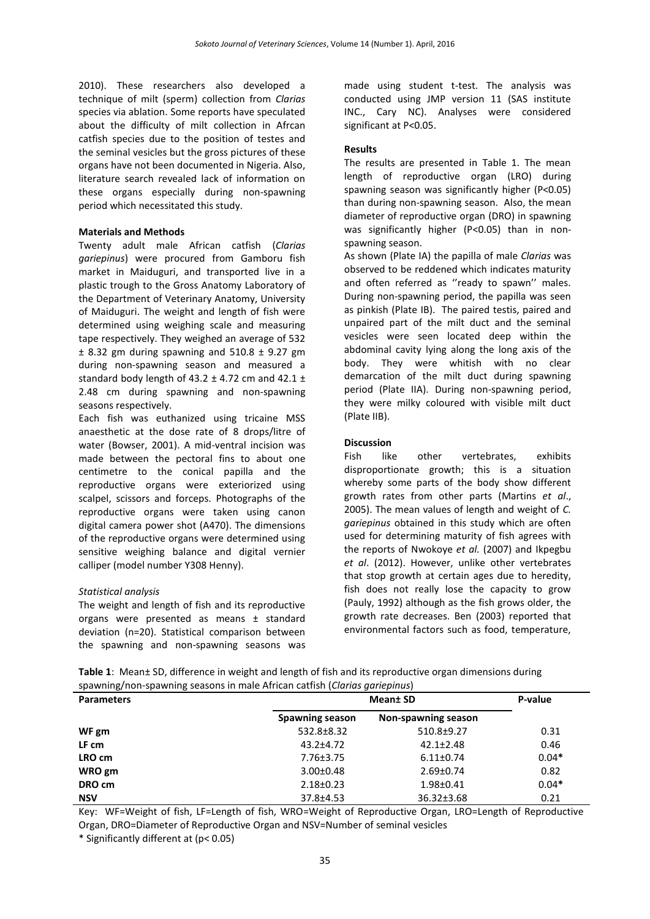2010). These researchers also developed a technique of milt (sperm) collection from *Clarias* species via ablation. Some reports have speculated about the difficulty of milt collection in Afrcan catfish species due to the position of testes and the seminal vesicles but the gross pictures of these organs have not been documented in Nigeria. Also, literature search revealed lack of information on these organs especially during non-spawning period which necessitated this study.

## Materials and Methods

Twenty adult male African catfish (*Clarias gariepinus*) were procured from Gamboru fish market in Maiduguri, and transported live in a plastic trough to the Gross Anatomy Laboratory of the Department of Veterinary Anatomy, University of Maiduguri. The weight and length of fish were determined using weighing scale and measuring tape respectively. They weighed an average of 532 ± 8.32 gm during spawning and 510.8 ± 9.27 gm during non-spawning season and measured a standard body length of 43.2 ± 4.72 cm and 42.1 ± 2.48 cm during spawning and non-spawning seasons respectively.

Each fish was euthanized using tricaine MSS anaesthetic at the dose rate of 8 drops/litre of water (Bowser, 2001). A mid-ventral incision was made between the pectoral fins to about one centimetre to the conical papilla and the reproductive organs were exteriorized using scalpel, scissors and forceps. Photographs of the reproductive organs were taken using canon digital camera power shot (A470). The dimensions of the reproductive organs were determined using sensitive weighing balance and digital vernier calliper (model number Y308 Henny).

### *Statistical analysis*

The weight and length of fish and its reproductive organs were presented as means ± standard deviation (n=20). Statistical comparison between the spawning and non-spawning seasons was made using student t-test. The analysis was conducted using JMP version 11 (SAS institute INC., Cary NC). Analyses were considered significant at P<0.05.

## Results

The results are presented in Table 1. The mean length of reproductive organ (LRO) during spawning season was significantly higher (P<0.05) than during non-spawning season. Also, the mean diameter of reproductive organ (DRO) in spawning was significantly higher (P<0.05) than in non-spawning season.

As shown (Plate IA) the papilla of male *Clarias* was observed to be reddened which indicates maturity and often referred as ''ready to spawn'' males. During non-spawning period, the papilla was seen as pinkish (Plate IB). The paired testis, paired and unpaired part of the milt duct and the seminal vesicles were seen located deep within the abdominal cavity lying along the long axis of the body. They were whitish with no clear demarcation of the milt duct during spawning period (Plate IIA). During non-spawning period, they were milky coloured with visible milt duct (Plate IIB).

## Discussion

Fish like other vertebrates, exhibits disproportionate growth; this is a situation whereby some parts of the body show different growth rates from other parts (Martins *et al*., 2005). The mean values of length and weight of *C. gariepinus* obtained in this study which are often used for determining maturity of fish agrees with the reports of Nwokoye *et al.* (2007) and Ikpegbu *et al*. (2012). However, unlike other vertebrates that stop growth at certain ages due to heredity, fish does not really lose the capacity to grow (Pauly, 1992) although as the fish grows older, the growth rate decreases. Ben (2003) reported that environmental factors such as food, temperature,

**Table 1**: Mean± SD, difference in weight and length of fish and its reproductive organ dimensions during spawning/non-spawning seasons in male African catfish (*Clarias gariepinus*)

| Parameters | Mean± SD | | P-value |
|---|---|---|---|
| | Spawning season | Non-spawning season | |
| **WF gm** | 532.8±8.32 | 510.8±9.27 | 0.31 |
| **LF cm** | 43.2±4.72 | 42.1±2.48 | 0.46 |
| **LRO cm** | 7.76±3.75 | 6.11±0.74 | 0.04* |
| **WRO gm** | 3.00±0.48 | 2.69±0.74 | 0.82 |
| **DRO cm** | 2.18±0.23 | 1.98±0.41 | 0.04* |
| **NSV** | 37.8±4.53 | 36.32±3.68 | 0.21 |

Key: WF=Weight of fish, LF=Length of fish, WRO=Weight of Reproductive Organ, LRO=Length of Reproductive Organ, DRO=Diameter of Reproductive Organ and NSV=Number of seminal vesicles

* Significantly different at (p< 0.05)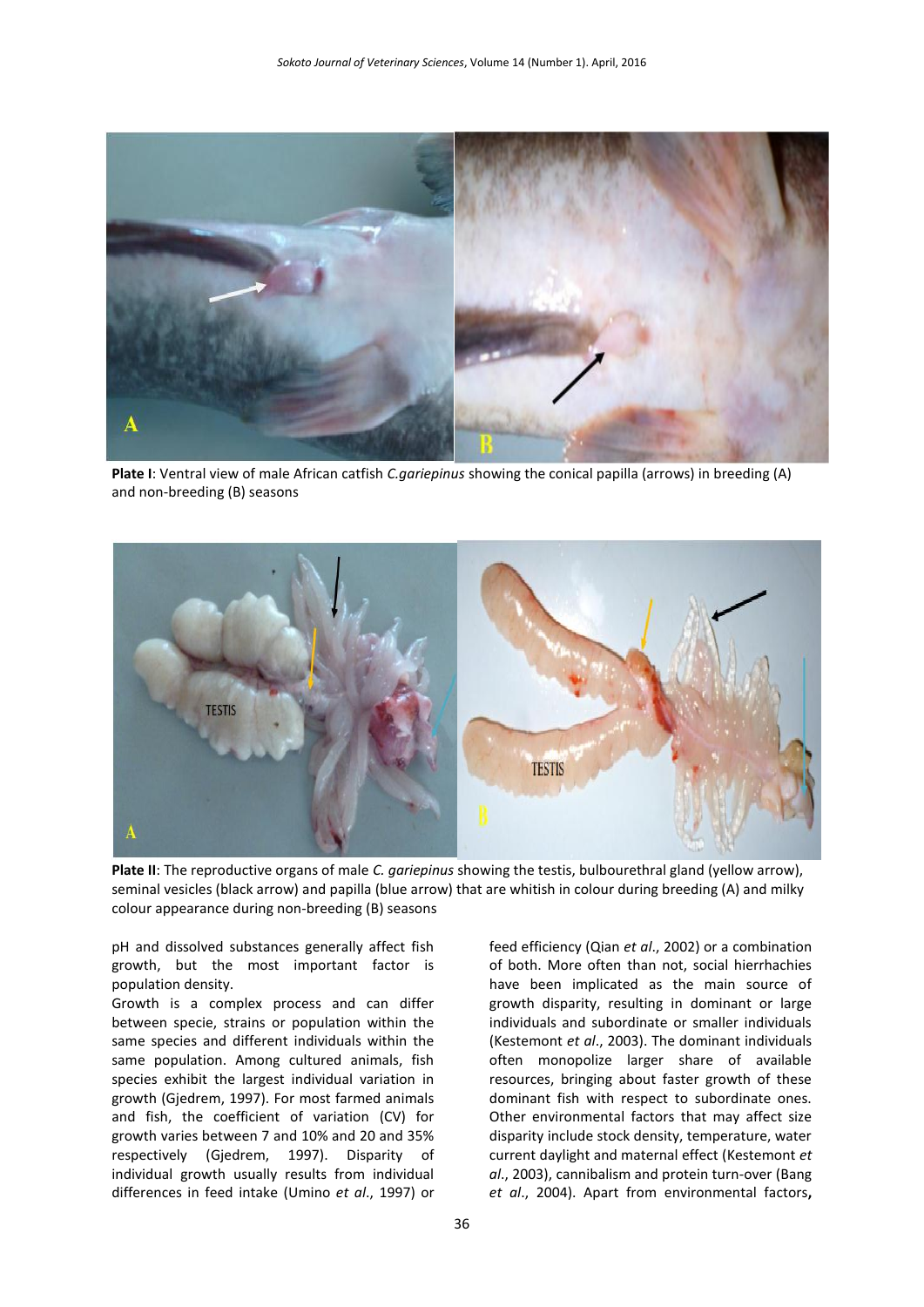**Plate I**: Ventral view of male African catfish *C.gariepinus* showing the conical papilla (arrows) in breeding (A) and non-breeding (B) seasons

**Plate II**: The reproductive organs of male *C. gariepinus* showing the testis, bulbourethral gland (yellow arrow), seminal vesicles (black arrow) and papilla (blue arrow) that are whitish in colour during breeding (A) and milky colour appearance during non-breeding (B) seasons

pH and dissolved substances generally affect fish growth, but the most important factor is population density.

Growth is a complex process and can differ between specie, strains or population within the same species and different individuals within the same population. Among cultured animals, fish species exhibit the largest individual variation in growth (Gjedrem, 1997). For most farmed animals and fish, the coefficient of variation (CV) for growth varies between 7 and 10% and 20 and 35% respectively (Gjedrem, 1997). Disparity of individual growth usually results from individual differences in feed intake (Umino *et al*., 1997) or feed efficiency (Qian *et al*., 2002) or a combination of both. More often than not, social hierrhachies have been implicated as the main source of growth disparity, resulting in dominant or large individuals and subordinate or smaller individuals (Kestemont *et al*., 2003). The dominant individuals often monopolize larger share of available resources, bringing about faster growth of these dominant fish with respect to subordinate ones. Other environmental factors that may affect size disparity include stock density, temperature, water current daylight and maternal effect (Kestemont *et al*., 2003), cannibalism and protein turn-over (Bang *et al*., 2004). Apart from environmental factors**,**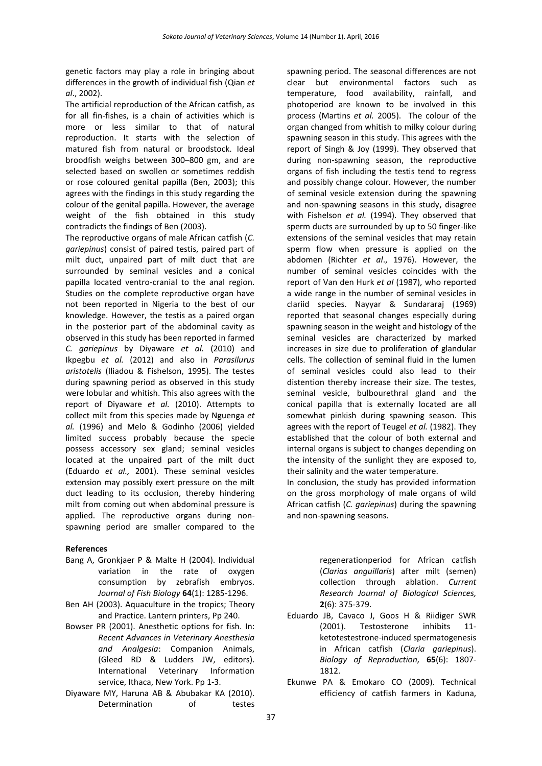genetic factors may play a role in bringing about differences in the growth of individual fish (Qian *et al*., 2002).

The artificial reproduction of the African catfish, as for all fin-fishes, is a chain of activities which is more or less similar to that of natural reproduction. It starts with the selection of matured fish from natural or broodstock. Ideal broodfish weighs between 300–800 gm, and are selected based on swollen or sometimes reddish or rose coloured genital papilla (Ben, 2003); this agrees with the findings in this study regarding the colour of the genital papilla. However, the average weight of the fish obtained in this study contradicts the findings of Ben (2003).

The reproductive organs of male African catfish (*C. gariepinus*) consist of paired testis, paired part of milt duct, unpaired part of milt duct that are surrounded by seminal vesicles and a conical papilla located ventro-cranial to the anal region. Studies on the complete reproductive organ have not been reported in Nigeria to the best of our knowledge. However, the testis as a paired organ in the posterior part of the abdominal cavity as observed in this study has been reported in farmed *C. gariepinus* by Diyaware *et al.* (2010) and Ikpegbu *et al.* (2012) and also in *Parasilurus aristotelis* (Iliadou & Fishelson, 1995). The testes during spawning period as observed in this study were lobular and whitish. This also agrees with the report of Diyaware *et al.* (2010). Attempts to collect milt from this species made by Nguenga *et al.* (1996) and Melo & Godinho (2006) yielded limited success probably because the specie possess accessory sex gland; seminal vesicles located at the unpaired part of the milt duct (Eduardo *et al.,* 2001). These seminal vesicles extension may possibly exert pressure on the milt duct leading to its occlusion, thereby hindering milt from coming out when abdominal pressure is applied. The reproductive organs during non-spawning period are smaller compared to the spawning period. The seasonal differences are not clear but environmental factors such as temperature, food availability, rainfall, and photoperiod are known to be involved in this process (Martins *et al.* 2005). The colour of the organ changed from whitish to milky colour during spawning season in this study. This agrees with the report of Singh & Joy (1999). They observed that during non-spawning season, the reproductive organs of fish including the testis tend to regress and possibly change colour. However, the number of seminal vesicle extension during the spawning and non-spawning seasons in this study, disagree with Fishelson *et al.* (1994). They observed that sperm ducts are surrounded by up to 50 finger-like extensions of the seminal vesicles that may retain sperm flow when pressure is applied on the abdomen (Richter *et al*., 1976). However, the number of seminal vesicles coincides with the report of Van den Hurk *et al* (1987), who reported a wide range in the number of seminal vesicles in clariid species. Nayyar & Sundararaj (1969) reported that seasonal changes especially during spawning season in the weight and histology of the seminal vesicles are characterized by marked increases in size due to proliferation of glandular cells. The collection of seminal fluid in the lumen of seminal vesicles could also lead to their distention thereby increase their size. The testes, seminal vesicle, bulbourethral gland and the conical papilla that is externally located are all somewhat pinkish during spawning season. This agrees with the report of Teugel *et al.* (1982). They established that the colour of both external and internal organs is subject to changes depending on the intensity of the sunlight they are exposed to, their salinity and the water temperature.

In conclusion, the study has provided information on the gross morphology of male organs of wild African catfish (*C. gariepinus*) during the spawning and non-spawning seasons.

## References

Bang A, Gronkjaer P & Malte H (2004). Individual variation in the rate of oxygen consumption by zebrafish embryos. *Journal of Fish Biology* **64**(1): 1285-1296.

Ben AH (2003). Aquaculture in the tropics; Theory and Practice. Lantern printers, Pp 240.

Bowser PR (2001). Anesthetic options for fish. In: *Recent Advances in Veterinary Anesthesia and Analgesia*: Companion Animals, (Gleed RD & Ludders JW, editors). International Veterinary Information service, Ithaca, New York. Pp 1-3.

Diyaware MY, Haruna AB & Abubakar KA (2010). Determination of testes regenerationperiod for African catfish (*Clarias anguillaris*) after milt (semen) collection through ablation. *Current Research Journal of Biological Sciences,* **2**(6): 375-379.

Eduardo JB, Cavaco J, Goos H & Riidiger SWR (2001). Testosterone inhibits 11-ketotestestrone-induced spermatogenesis in African catfish (*Claria gariepinus*). *Biology of Reproduction,* **65**(6): 1807-1812.

Ekunwe PA & Emokaro CO (2009). Technical efficiency of catfish farmers in Kaduna,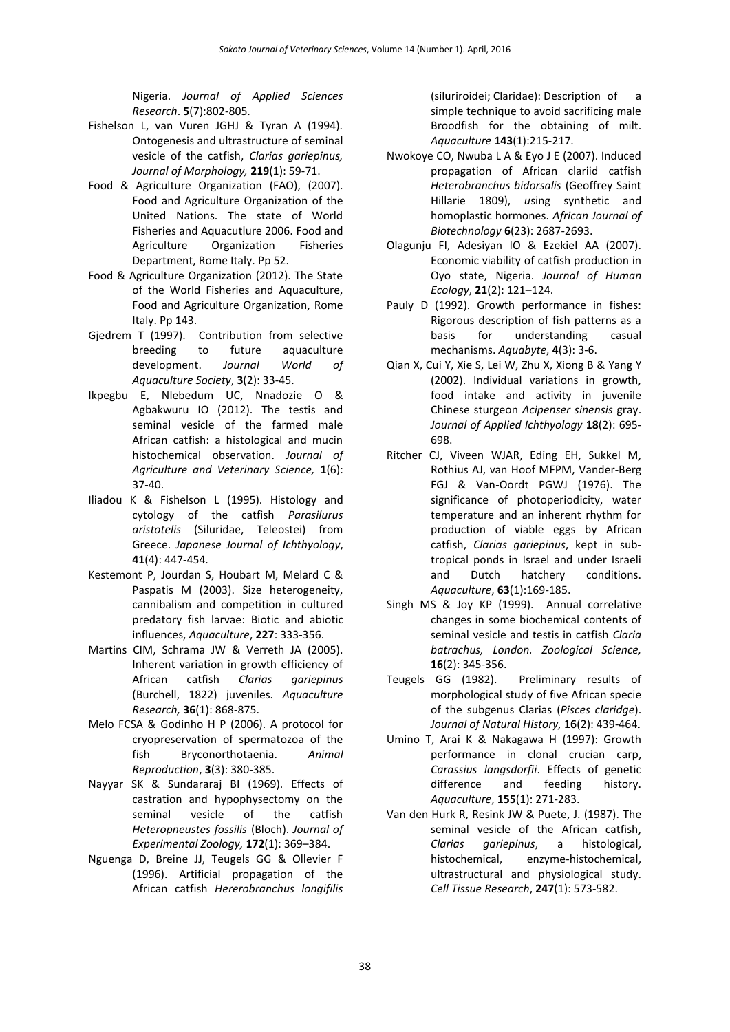Nigeria. *Journal of Applied Sciences Research*. **5**(7):802-805.

Fishelson L, van Vuren JGHJ & Tyran A (1994). Ontogenesis and ultrastructure of seminal vesicle of the catfish, *Clarias gariepinus, Journal of Morphology,* **219**(1): 59-71.

Food & Agriculture Organization (FAO), (2007). Food and Agriculture Organization of the United Nations. The state of World Fisheries and Aquacutlure 2006. Food and Agriculture Organization Fisheries Department, Rome Italy. Pp 52.

Food & Agriculture Organization (2012). The State of the World Fisheries and Aquaculture, Food and Agriculture Organization, Rome Italy. Pp 143.

Gjedrem T (1997). Contribution from selective breeding to future aquaculture development. *Journal World of Aquaculture Society*, **3**(2): 33-45.

Ikpegbu E, Nlebedum UC, Nnadozie O & Agbakwuru IO (2012). The testis and seminal vesicle of the farmed male African catfish: a histological and mucin histochemical observation. *Journal of Agriculture and Veterinary Science,* **1**(6): 37-40.

Iliadou K & Fishelson L (1995). Histology and cytology of the catfish *Parasilurus aristotelis* (Siluridae, Teleostei) from Greece. *Japanese Journal of Ichthyology*, **41**(4): 447-454.

Kestemont P, Jourdan S, Houbart M, Melard C & Paspatis M (2003). Size heterogeneity, cannibalism and competition in cultured predatory fish larvae: Biotic and abiotic influences, *Aquaculture*, **227**: 333-356.

Martins CIM, Schrama JW & Verreth JA (2005). Inherent variation in growth efficiency of African catfish *Clarias gariepinus* (Burchell, 1822) juveniles. *Aquaculture Research,* **36**(1): 868-875.

Melo FCSA & Godinho H P (2006). A protocol for cryopreservation of spermatozoa of the fish Bryconorthotaenia. *Animal Reproduction*, **3**(3): 380-385.

Nayyar SK & Sundararaj BI (1969). Effects of castration and hypophysectomy on the seminal vesicle of the catfish *Heteropneustes fossilis* (Bloch). *Journal of Experimental Zoology,* **172**(1): 369–384.

Nguenga D, Breine JJ, Teugels GG & Ollevier F (1996). Artificial propagation of the African catfish *Hererobranchus longifilis* (siluriroidei; Claridae): Description of a simple technique to avoid sacrificing male Broodfish for the obtaining of milt. *Aquaculture* **143**(1):215-217.

Nwokoye CO, Nwuba L A & Eyo J E (2007). Induced propagation of African clariid catfish *Heterobranchus bidorsalis* (Geoffrey Saint Hillarie 1809), *u*sing synthetic and homoplastic hormones. *African Journal of Biotechnology* **6**(23): 2687-2693.

Olagunju FI, Adesiyan IO & Ezekiel AA (2007). Economic viability of catfish production in Oyo state, Nigeria. *Journal of Human Ecology*, **21**(2): 121–124.

Pauly D (1992). Growth performance in fishes: Rigorous description of fish patterns as a basis for understanding casual mechanisms. *Aquabyte*, **4**(3): 3-6.

Qian X, Cui Y, Xie S, Lei W, Zhu X, Xiong B & Yang Y (2002). Individual variations in growth, food intake and activity in juvenile Chinese sturgeon *Acipenser sinensis* gray. *Journal of Applied Ichthyology* **18**(2): 695-698.

Ritcher CJ, Viveen WJAR, Eding EH, Sukkel M, Rothius AJ, van Hoof MFPM, Vander-Berg FGJ & Van-Oordt PGWJ (1976). The significance of photoperiodicity, water temperature and an inherent rhythm for production of viable eggs by African catfish, *Clarias gariepinus*, kept in sub-tropical ponds in Israel and under Israeli and Dutch hatchery conditions. *Aquaculture*, **63**(1):169-185.

Singh MS & Joy KP (1999). Annual correlative changes in some biochemical contents of seminal vesicle and testis in catfish *Claria batrachus, London. Zoological Science,* **16**(2): 345-356.

Teugels GG (1982). Preliminary results of morphological study of five African specie of the subgenus Clarias (*Pisces claridge*). *Journal of Natural History,* **16**(2): 439-464.

Umino T, Arai K & Nakagawa H (1997): Growth performance in clonal crucian carp, *Carassius langsdorfii*. Effects of genetic difference and feeding history. *Aquaculture*, **155**(1): 271-283.

Van den Hurk R, Resink JW & Puete, J. (1987). The seminal vesicle of the African catfish, *Clarias gariepinus*, a histological, histochemical, enzyme-histochemical, ultrastructural and physiological study. *Cell Tissue Research*, **247**(1): 573-582.